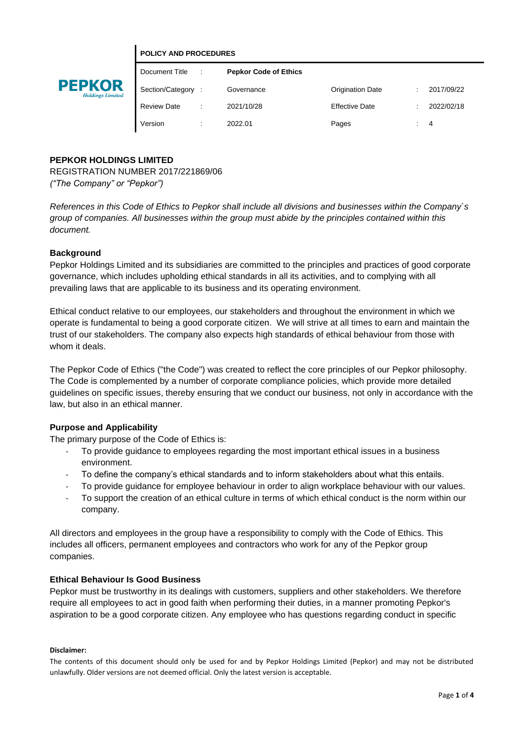**POLICY AND PROCEDURES**

| Document Title | : | **Pepkor Code of Ethics** | | | |
|---|---|---|---|---|---|
| Section/Category | : | Governance | Origination Date | : | 2017/09/22 |
| Review Date | : | 2021/10/28 | Effective Date | : | 2022/02/18 |
| Version | : | 2022.01 | Pages | : | 4 |

**PEPKOR HOLDINGS LIMITED**
REGISTRATION NUMBER 2017/221869/06
*("The Company" or "Pepkor")*

*References in this Code of Ethics to Pepkor shall include all divisions and businesses within the Company`s group of companies. All businesses within the group must abide by the principles contained within this document.*

### Background

Pepkor Holdings Limited and its subsidiaries are committed to the principles and practices of good corporate governance, which includes upholding ethical standards in all its activities, and to complying with all prevailing laws that are applicable to its business and its operating environment.

Ethical conduct relative to our employees, our stakeholders and throughout the environment in which we operate is fundamental to being a good corporate citizen. We will strive at all times to earn and maintain the trust of our stakeholders. The company also expects high standards of ethical behaviour from those with whom it deals.

The Pepkor Code of Ethics ("the Code") was created to reflect the core principles of our Pepkor philosophy. The Code is complemented by a number of corporate compliance policies, which provide more detailed guidelines on specific issues, thereby ensuring that we conduct our business, not only in accordance with the law, but also in an ethical manner.

### Purpose and Applicability

The primary purpose of the Code of Ethics is:

- To provide guidance to employees regarding the most important ethical issues in a business environment.
- To define the company's ethical standards and to inform stakeholders about what this entails.
- To provide guidance for employee behaviour in order to align workplace behaviour with our values.
- To support the creation of an ethical culture in terms of which ethical conduct is the norm within our company.

All directors and employees in the group have a responsibility to comply with the Code of Ethics. This includes all officers, permanent employees and contractors who work for any of the Pepkor group companies.

### Ethical Behaviour Is Good Business

Pepkor must be trustworthy in its dealings with customers, suppliers and other stakeholders. We therefore require all employees to act in good faith when performing their duties, in a manner promoting Pepkor's aspiration to be a good corporate citizen. Any employee who has questions regarding conduct in specific

**Disclaimer:**

The contents of this document should only be used for and by Pepkor Holdings Limited (Pepkor) and may not be distributed unlawfully. Older versions are not deemed official. Only the latest version is acceptable.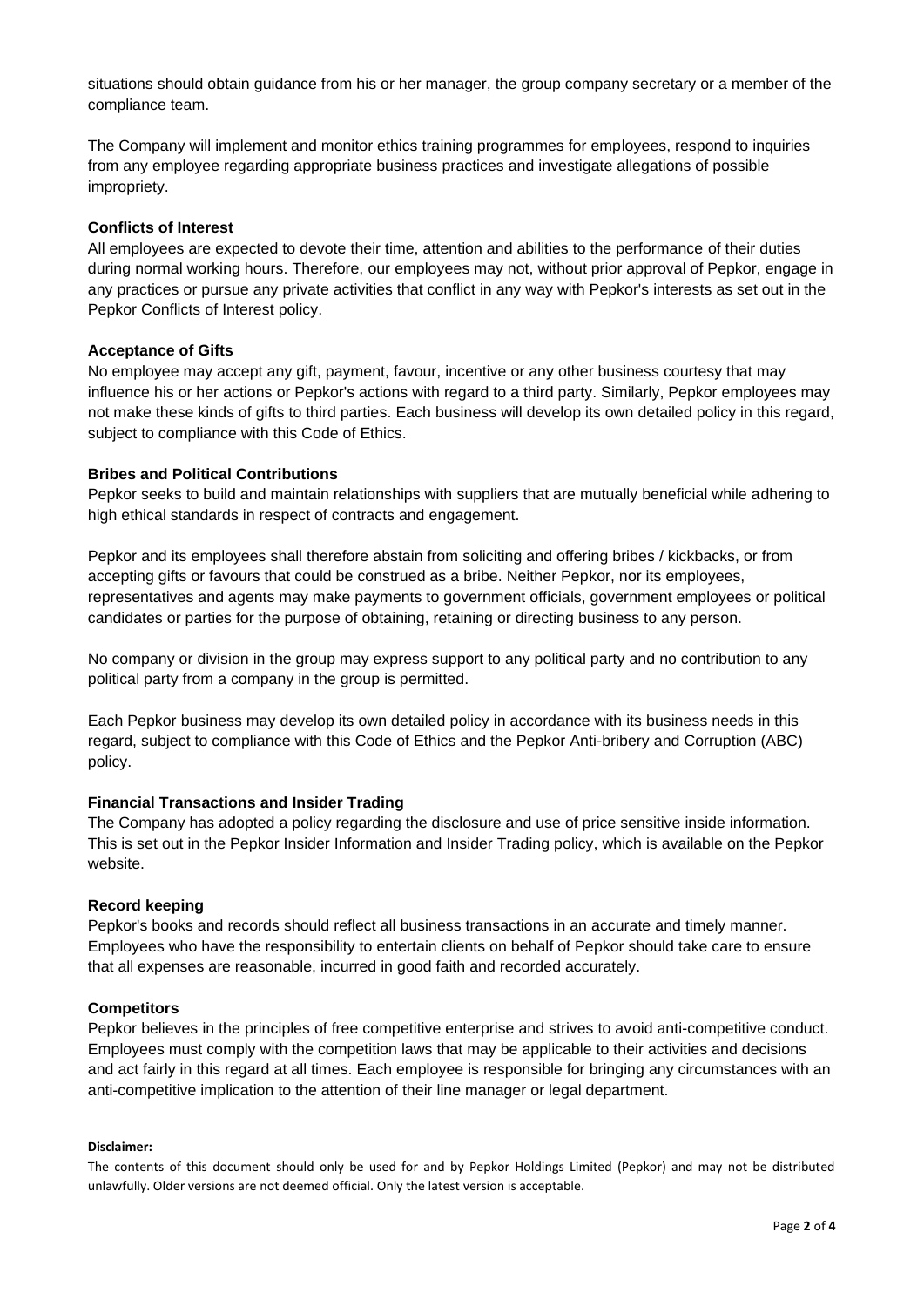situations should obtain guidance from his or her manager, the group company secretary or a member of the compliance team.

The Company will implement and monitor ethics training programmes for employees, respond to inquiries from any employee regarding appropriate business practices and investigate allegations of possible impropriety.

**Conflicts of Interest**

All employees are expected to devote their time, attention and abilities to the performance of their duties during normal working hours. Therefore, our employees may not, without prior approval of Pepkor, engage in any practices or pursue any private activities that conflict in any way with Pepkor's interests as set out in the Pepkor Conflicts of Interest policy.

**Acceptance of Gifts**

No employee may accept any gift, payment, favour, incentive or any other business courtesy that may influence his or her actions or Pepkor's actions with regard to a third party. Similarly, Pepkor employees may not make these kinds of gifts to third parties. Each business will develop its own detailed policy in this regard, subject to compliance with this Code of Ethics.

**Bribes and Political Contributions**

Pepkor seeks to build and maintain relationships with suppliers that are mutually beneficial while adhering to high ethical standards in respect of contracts and engagement.

Pepkor and its employees shall therefore abstain from soliciting and offering bribes / kickbacks, or from accepting gifts or favours that could be construed as a bribe. Neither Pepkor, nor its employees, representatives and agents may make payments to government officials, government employees or political candidates or parties for the purpose of obtaining, retaining or directing business to any person.

No company or division in the group may express support to any political party and no contribution to any political party from a company in the group is permitted.

Each Pepkor business may develop its own detailed policy in accordance with its business needs in this regard, subject to compliance with this Code of Ethics and the Pepkor Anti-bribery and Corruption (ABC) policy.

**Financial Transactions and Insider Trading**

The Company has adopted a policy regarding the disclosure and use of price sensitive inside information. This is set out in the Pepkor Insider Information and Insider Trading policy, which is available on the Pepkor website.

**Record keeping**

Pepkor's books and records should reflect all business transactions in an accurate and timely manner. Employees who have the responsibility to entertain clients on behalf of Pepkor should take care to ensure that all expenses are reasonable, incurred in good faith and recorded accurately.

**Competitors**

Pepkor believes in the principles of free competitive enterprise and strives to avoid anti-competitive conduct. Employees must comply with the competition laws that may be applicable to their activities and decisions and act fairly in this regard at all times. Each employee is responsible for bringing any circumstances with an anti-competitive implication to the attention of their line manager or legal department.

**Disclaimer:**

The contents of this document should only be used for and by Pepkor Holdings Limited (Pepkor) and may not be distributed unlawfully. Older versions are not deemed official. Only the latest version is acceptable.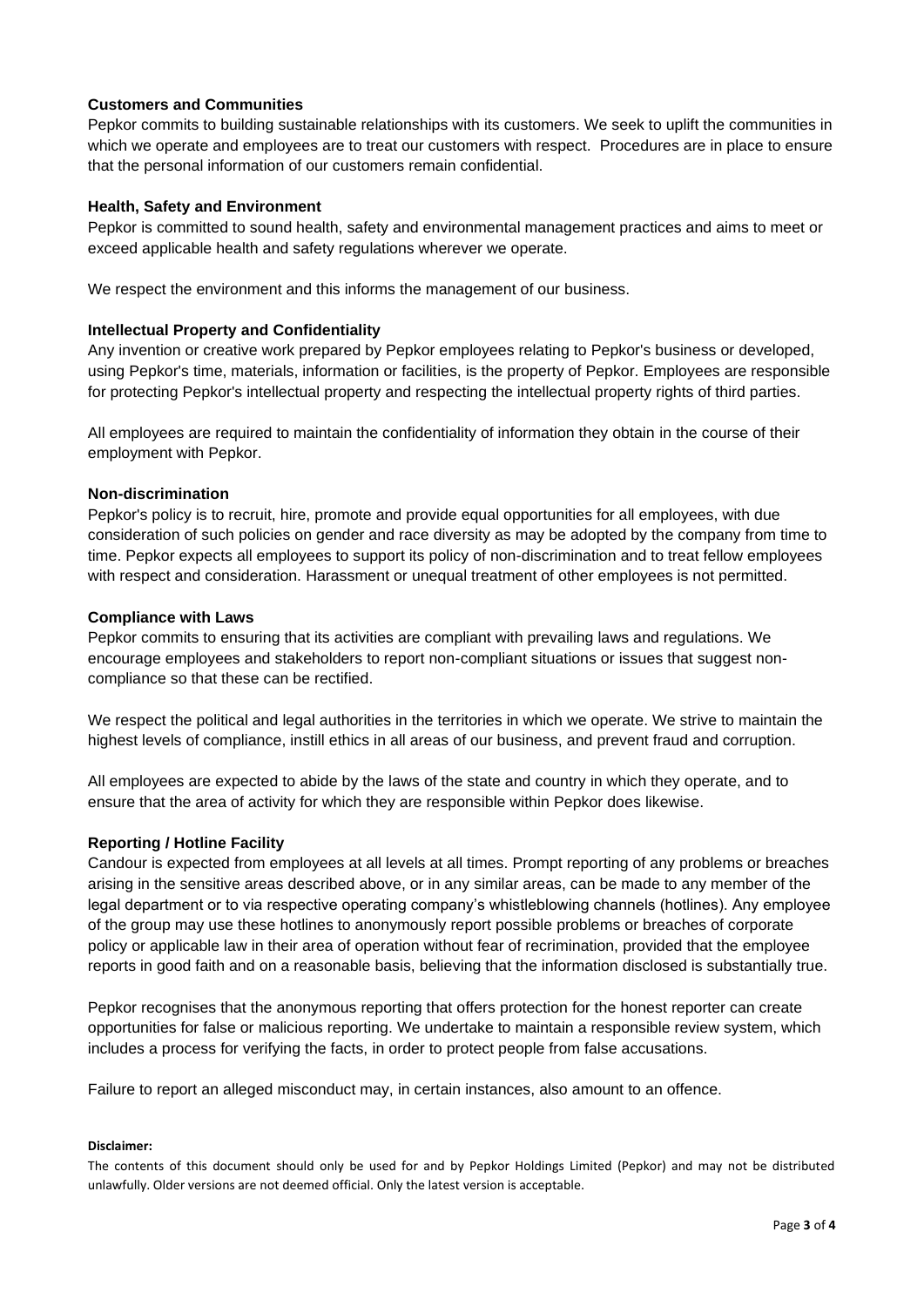**Customers and Communities**

Pepkor commits to building sustainable relationships with its customers. We seek to uplift the communities in which we operate and employees are to treat our customers with respect. Procedures are in place to ensure that the personal information of our customers remain confidential.

**Health, Safety and Environment**

Pepkor is committed to sound health, safety and environmental management practices and aims to meet or exceed applicable health and safety regulations wherever we operate.

We respect the environment and this informs the management of our business.

**Intellectual Property and Confidentiality**

Any invention or creative work prepared by Pepkor employees relating to Pepkor's business or developed, using Pepkor's time, materials, information or facilities, is the property of Pepkor. Employees are responsible for protecting Pepkor's intellectual property and respecting the intellectual property rights of third parties.

All employees are required to maintain the confidentiality of information they obtain in the course of their employment with Pepkor.

**Non-discrimination**

Pepkor's policy is to recruit, hire, promote and provide equal opportunities for all employees, with due consideration of such policies on gender and race diversity as may be adopted by the company from time to time. Pepkor expects all employees to support its policy of non-discrimination and to treat fellow employees with respect and consideration. Harassment or unequal treatment of other employees is not permitted.

**Compliance with Laws**

Pepkor commits to ensuring that its activities are compliant with prevailing laws and regulations. We encourage employees and stakeholders to report non-compliant situations or issues that suggest non-compliance so that these can be rectified.

We respect the political and legal authorities in the territories in which we operate. We strive to maintain the highest levels of compliance, instill ethics in all areas of our business, and prevent fraud and corruption.

All employees are expected to abide by the laws of the state and country in which they operate, and to ensure that the area of activity for which they are responsible within Pepkor does likewise.

**Reporting / Hotline Facility**

Candour is expected from employees at all levels at all times. Prompt reporting of any problems or breaches arising in the sensitive areas described above, or in any similar areas, can be made to any member of the legal department or to via respective operating company's whistleblowing channels (hotlines). Any employee of the group may use these hotlines to anonymously report possible problems or breaches of corporate policy or applicable law in their area of operation without fear of recrimination, provided that the employee reports in good faith and on a reasonable basis, believing that the information disclosed is substantially true.

Pepkor recognises that the anonymous reporting that offers protection for the honest reporter can create opportunities for false or malicious reporting. We undertake to maintain a responsible review system, which includes a process for verifying the facts, in order to protect people from false accusations.

Failure to report an alleged misconduct may, in certain instances, also amount to an offence.

**Disclaimer:**

The contents of this document should only be used for and by Pepkor Holdings Limited (Pepkor) and may not be distributed unlawfully. Older versions are not deemed official. Only the latest version is acceptable.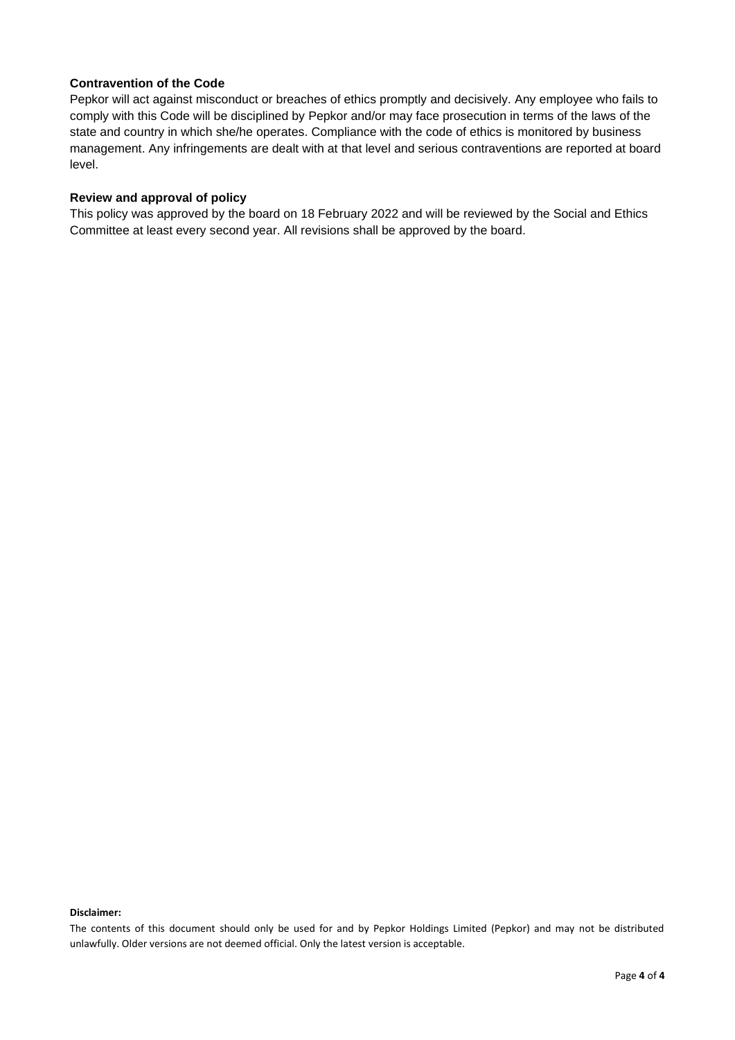### Contravention of the Code

Pepkor will act against misconduct or breaches of ethics promptly and decisively. Any employee who fails to comply with this Code will be disciplined by Pepkor and/or may face prosecution in terms of the laws of the state and country in which she/he operates. Compliance with the code of ethics is monitored by business management. Any infringements are dealt with at that level and serious contraventions are reported at board level.

### Review and approval of policy

This policy was approved by the board on 18 February 2022 and will be reviewed by the Social and Ethics Committee at least every second year. All revisions shall be approved by the board.

**Disclaimer:**

The contents of this document should only be used for and by Pepkor Holdings Limited (Pepkor) and may not be distributed unlawfully. Older versions are not deemed official. Only the latest version is acceptable.